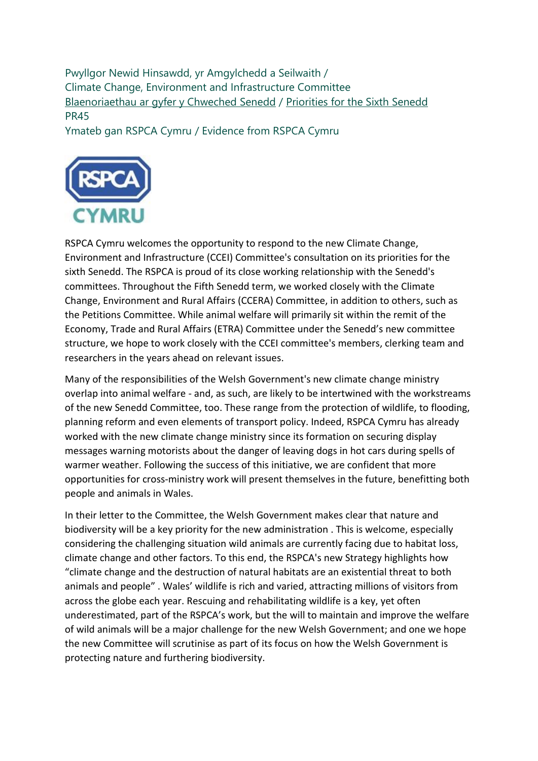Pwyllgor Newid Hinsawdd, yr Amgylchedd a Seilwaith /
Climate Change, Environment and Infrastructure Committee
Blaenoriaethau ar gyfer y Chweched Senedd / Priorities for the Sixth Senedd
PR45
Ymateb gan RSPCA Cymru / Evidence from RSPCA Cymru

RSPCA Cymru welcomes the opportunity to respond to the new Climate Change, Environment and Infrastructure (CCEI) Committee's consultation on its priorities for the sixth Senedd. The RSPCA is proud of its close working relationship with the Senedd's committees. Throughout the Fifth Senedd term, we worked closely with the Climate Change, Environment and Rural Affairs (CCERA) Committee, in addition to others, such as the Petitions Committee. While animal welfare will primarily sit within the remit of the Economy, Trade and Rural Affairs (ETRA) Committee under the Senedd's new committee structure, we hope to work closely with the CCEI committee's members, clerking team and researchers in the years ahead on relevant issues.

Many of the responsibilities of the Welsh Government's new climate change ministry overlap into animal welfare - and, as such, are likely to be intertwined with the workstreams of the new Senedd Committee, too. These range from the protection of wildlife, to flooding, planning reform and even elements of transport policy. Indeed, RSPCA Cymru has already worked with the new climate change ministry since its formation on securing display messages warning motorists about the danger of leaving dogs in hot cars during spells of warmer weather. Following the success of this initiative, we are confident that more opportunities for cross-ministry work will present themselves in the future, benefitting both people and animals in Wales.

In their letter to the Committee, the Welsh Government makes clear that nature and biodiversity will be a key priority for the new administration . This is welcome, especially considering the challenging situation wild animals are currently facing due to habitat loss, climate change and other factors. To this end, the RSPCA's new Strategy highlights how "climate change and the destruction of natural habitats are an existential threat to both animals and people" . Wales' wildlife is rich and varied, attracting millions of visitors from across the globe each year. Rescuing and rehabilitating wildlife is a key, yet often underestimated, part of the RSPCA's work, but the will to maintain and improve the welfare of wild animals will be a major challenge for the new Welsh Government; and one we hope the new Committee will scrutinise as part of its focus on how the Welsh Government is protecting nature and furthering biodiversity.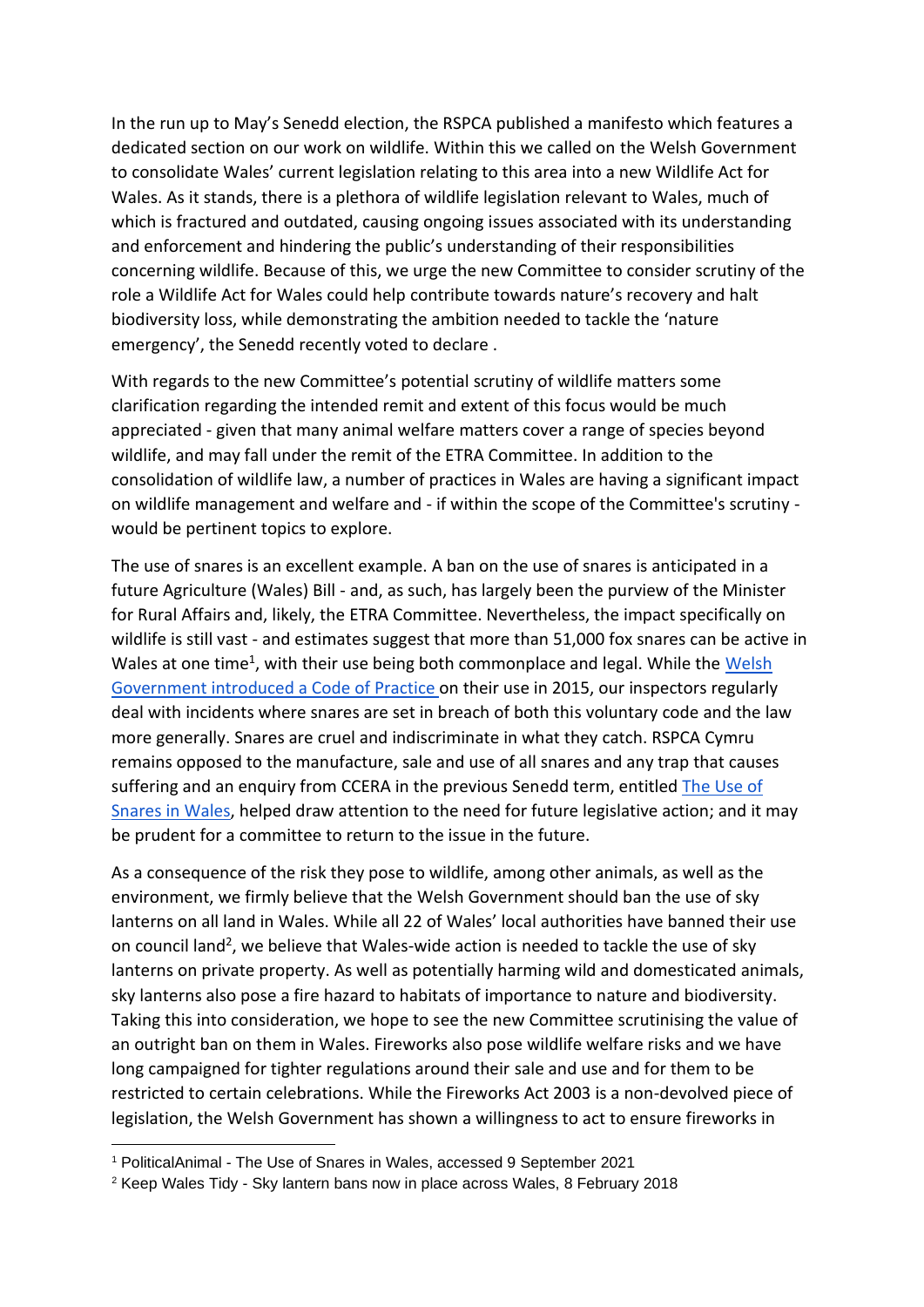In the run up to May's Senedd election, the RSPCA published a manifesto which features a dedicated section on our work on wildlife. Within this we called on the Welsh Government to consolidate Wales' current legislation relating to this area into a new Wildlife Act for Wales. As it stands, there is a plethora of wildlife legislation relevant to Wales, much of which is fractured and outdated, causing ongoing issues associated with its understanding and enforcement and hindering the public's understanding of their responsibilities concerning wildlife. Because of this, we urge the new Committee to consider scrutiny of the role a Wildlife Act for Wales could help contribute towards nature's recovery and halt biodiversity loss, while demonstrating the ambition needed to tackle the 'nature emergency', the Senedd recently voted to declare .

With regards to the new Committee's potential scrutiny of wildlife matters some clarification regarding the intended remit and extent of this focus would be much appreciated - given that many animal welfare matters cover a range of species beyond wildlife, and may fall under the remit of the ETRA Committee. In addition to the consolidation of wildlife law, a number of practices in Wales are having a significant impact on wildlife management and welfare and - if within the scope of the Committee's scrutiny - would be pertinent topics to explore.

The use of snares is an excellent example. A ban on the use of snares is anticipated in a future Agriculture (Wales) Bill - and, as such, has largely been the purview of the Minister for Rural Affairs and, likely, the ETRA Committee. Nevertheless, the impact specifically on wildlife is still vast - and estimates suggest that more than 51,000 fox snares can be active in Wales at one time[1], with their use being both commonplace and legal. While the Welsh Government introduced a Code of Practice on their use in 2015, our inspectors regularly deal with incidents where snares are set in breach of both this voluntary code and the law more generally. Snares are cruel and indiscriminate in what they catch. RSPCA Cymru remains opposed to the manufacture, sale and use of all snares and any trap that causes suffering and an enquiry from CCERA in the previous Senedd term, entitled The Use of Snares in Wales, helped draw attention to the need for future legislative action; and it may be prudent for a committee to return to the issue in the future.

As a consequence of the risk they pose to wildlife, among other animals, as well as the environment, we firmly believe that the Welsh Government should ban the use of sky lanterns on all land in Wales. While all 22 of Wales' local authorities have banned their use on council land[2], we believe that Wales-wide action is needed to tackle the use of sky lanterns on private property. As well as potentially harming wild and domesticated animals, sky lanterns also pose a fire hazard to habitats of importance to nature and biodiversity. Taking this into consideration, we hope to see the new Committee scrutinising the value of an outright ban on them in Wales. Fireworks also pose wildlife welfare risks and we have long campaigned for tighter regulations around their sale and use and for them to be restricted to certain celebrations. While the Fireworks Act 2003 is a non-devolved piece of legislation, the Welsh Government has shown a willingness to act to ensure fireworks in

[1] PoliticalAnimal - The Use of Snares in Wales, accessed 9 September 2021

[2] Keep Wales Tidy - Sky lantern bans now in place across Wales, 8 February 2018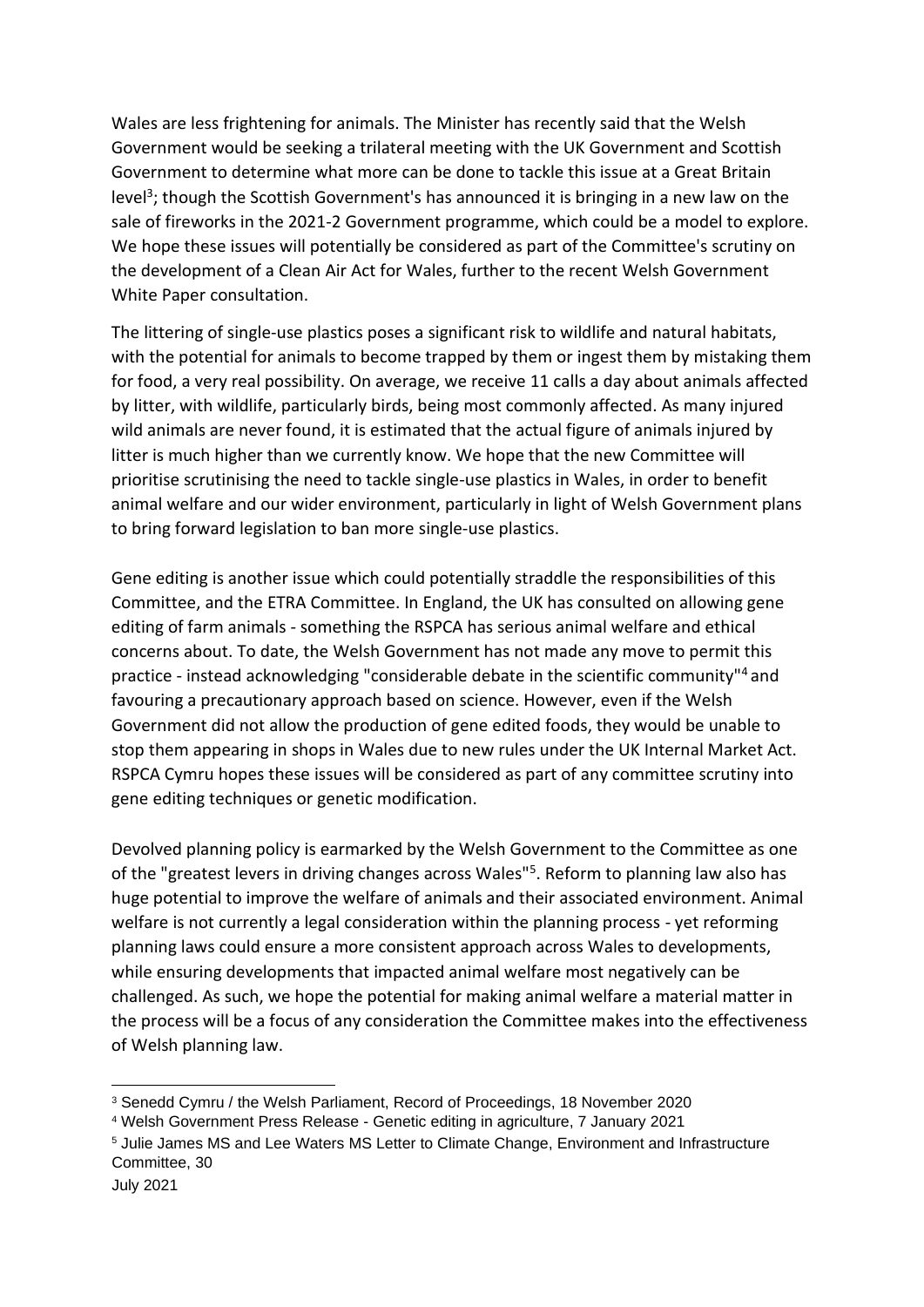Wales are less frightening for animals. The Minister has recently said that the Welsh Government would be seeking a trilateral meeting with the UK Government and Scottish Government to determine what more can be done to tackle this issue at a Great Britain level[3]; though the Scottish Government's has announced it is bringing in a new law on the sale of fireworks in the 2021-2 Government programme, which could be a model to explore. We hope these issues will potentially be considered as part of the Committee's scrutiny on the development of a Clean Air Act for Wales, further to the recent Welsh Government White Paper consultation.

The littering of single-use plastics poses a significant risk to wildlife and natural habitats, with the potential for animals to become trapped by them or ingest them by mistaking them for food, a very real possibility. On average, we receive 11 calls a day about animals affected by litter, with wildlife, particularly birds, being most commonly affected. As many injured wild animals are never found, it is estimated that the actual figure of animals injured by litter is much higher than we currently know. We hope that the new Committee will prioritise scrutinising the need to tackle single-use plastics in Wales, in order to benefit animal welfare and our wider environment, particularly in light of Welsh Government plans to bring forward legislation to ban more single-use plastics.

Gene editing is another issue which could potentially straddle the responsibilities of this Committee, and the ETRA Committee. In England, the UK has consulted on allowing gene editing of farm animals - something the RSPCA has serious animal welfare and ethical concerns about. To date, the Welsh Government has not made any move to permit this practice - instead acknowledging "considerable debate in the scientific community"[4] and favouring a precautionary approach based on science. However, even if the Welsh Government did not allow the production of gene edited foods, they would be unable to stop them appearing in shops in Wales due to new rules under the UK Internal Market Act. RSPCA Cymru hopes these issues will be considered as part of any committee scrutiny into gene editing techniques or genetic modification.

Devolved planning policy is earmarked by the Welsh Government to the Committee as one of the "greatest levers in driving changes across Wales"[5]. Reform to planning law also has huge potential to improve the welfare of animals and their associated environment. Animal welfare is not currently a legal consideration within the planning process - yet reforming planning laws could ensure a more consistent approach across Wales to developments, while ensuring developments that impacted animal welfare most negatively can be challenged. As such, we hope the potential for making animal welfare a material matter in the process will be a focus of any consideration the Committee makes into the effectiveness of Welsh planning law.

---

[3] Senedd Cymru / the Welsh Parliament, Record of Proceedings, 18 November 2020

[4] Welsh Government Press Release - Genetic editing in agriculture, 7 January 2021

[5] Julie James MS and Lee Waters MS Letter to Climate Change, Environment and Infrastructure Committee, 30 July 2021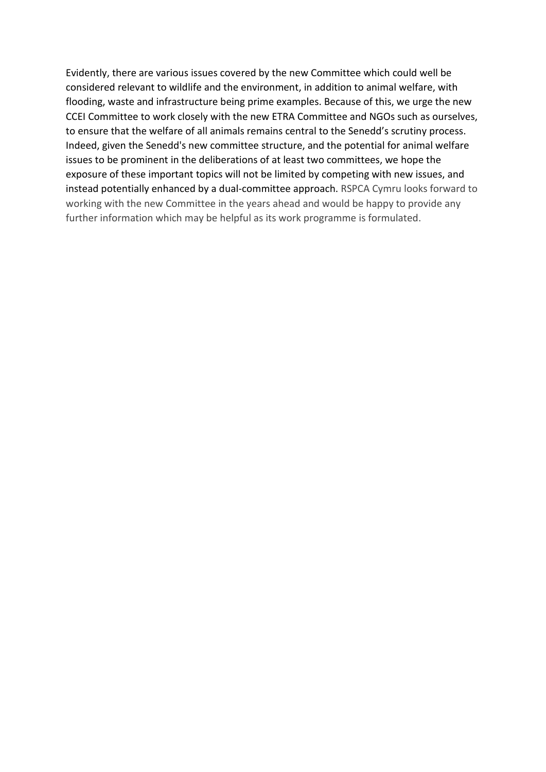Evidently, there are various issues covered by the new Committee which could well be considered relevant to wildlife and the environment, in addition to animal welfare, with flooding, waste and infrastructure being prime examples. Because of this, we urge the new CCEI Committee to work closely with the new ETRA Committee and NGOs such as ourselves, to ensure that the welfare of all animals remains central to the Senedd's scrutiny process. Indeed, given the Senedd's new committee structure, and the potential for animal welfare issues to be prominent in the deliberations of at least two committees, we hope the exposure of these important topics will not be limited by competing with new issues, and instead potentially enhanced by a dual-committee approach. RSPCA Cymru looks forward to working with the new Committee in the years ahead and would be happy to provide any further information which may be helpful as its work programme is formulated.